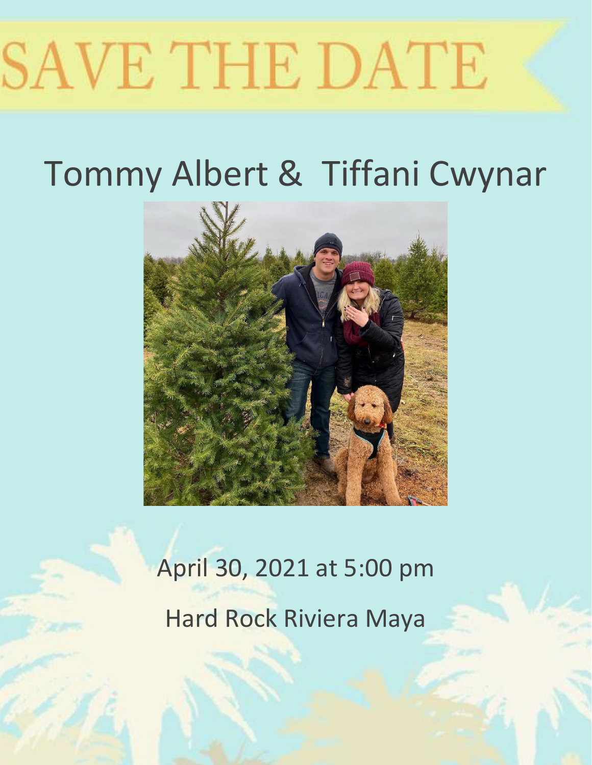# SAVE THE DATE

## Tommy Albert & Tiffani Cwynar

April 30, 2021 at 5:00 pm

Hard Rock Riviera Maya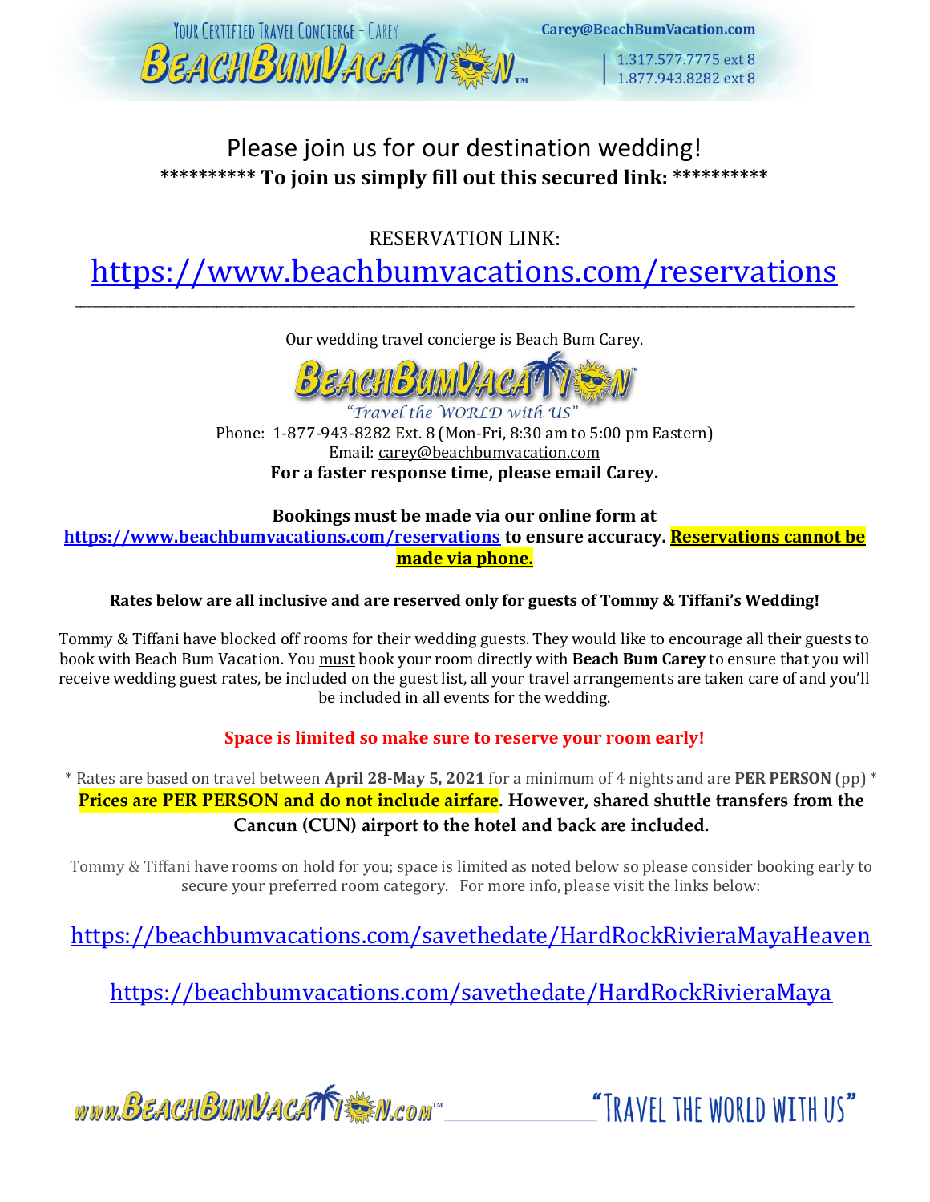# Please join us for our destination wedding!

**********\* To join us simply fill out this secured link: \**********

RESERVATION LINK:

## https://www.beachbumvacations.com/reservations

---

Our wedding travel concierge is Beach Bum Carey.

*"Travel the WORLD with US"*

Phone: 1-877-943-8282 Ext. 8 (Mon-Fri, 8:30 am to 5:00 pm Eastern)

Email: carey@beachbumvacation.com

**For a faster response time, please email Carey.**

**Bookings must be made via our online form at https://www.beachbumvacations.com/reservations to ensure accuracy. Reservations cannot be made via phone.**

**Rates below are all inclusive and are reserved only for guests of Tommy & Tiffani's Wedding!**

Tommy & Tiffani have blocked off rooms for their wedding guests. They would like to encourage all their guests to book with Beach Bum Vacation. You must book your room directly with **Beach Bum Carey** to ensure that you will receive wedding guest rates, be included on the guest list, all your travel arrangements are taken care of and you'll be included in all events for the wedding.

**Space is limited so make sure to reserve your room early!**

\* Rates are based on travel between **April 28-May 5, 2021** for a minimum of 4 nights and are **PER PERSON** (pp) \*

**Prices are PER PERSON and do not include airfare. However, shared shuttle transfers from the Cancun (CUN) airport to the hotel and back are included.**

Tommy & Tiffani have rooms on hold for you; space is limited as noted below so please consider booking early to secure your preferred room category. For more info, please visit the links below:

https://beachbumvacations.com/savethedate/HardRockRivieraMayaHeaven

https://beachbumvacations.com/savethedate/HardRockRivieraMaya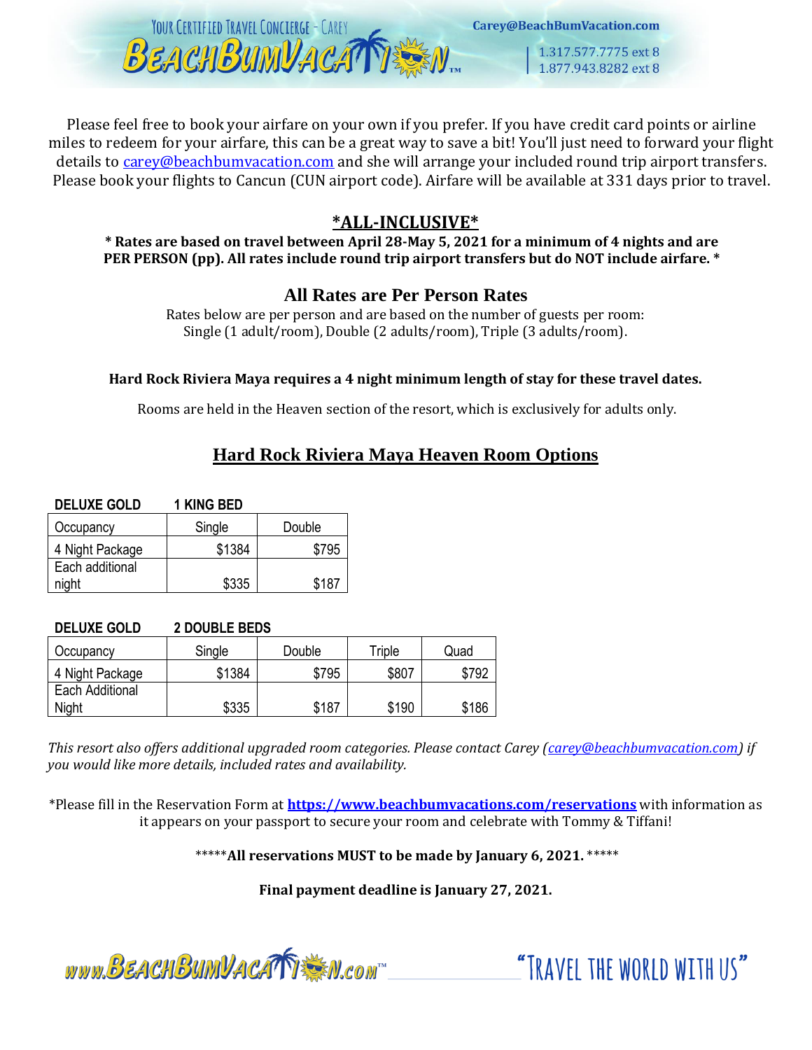Please feel free to book your airfare on your own if you prefer. If you have credit card points or airline miles to redeem for your airfare, this can be a great way to save a bit! You'll just need to forward your flight details to carey@beachbumvacation.com and she will arrange your included round trip airport transfers. Please book your flights to Cancun (CUN airport code). Airfare will be available at 331 days prior to travel.

## *ALL-INCLUSIVE*

**\* Rates are based on travel between April 28-May 5, 2021 for a minimum of 4 nights and are PER PERSON (pp). All rates include round trip airport transfers but do NOT include airfare. \***

## All Rates are Per Person Rates

Rates below are per person and are based on the number of guests per room:
Single (1 adult/room), Double (2 adults/room), Triple (3 adults/room).

**Hard Rock Riviera Maya requires a 4 night minimum length of stay for these travel dates.**

Rooms are held in the Heaven section of the resort, which is exclusively for adults only.

## Hard Rock Riviera Maya Heaven Room Options

**DELUXE GOLD 1 KING BED**

| Occupancy | Single | Double |
|---|---|---|
| 4 Night Package | $1384 | $795 |
| Each additional night | $335 | $187 |

**DELUXE GOLD 2 DOUBLE BEDS**

| Occupancy | Single | Double | Triple | Quad |
|---|---|---|---|---|
| 4 Night Package | $1384 | $795 | $807 | $792 |
| Each Additional Night | $335 | $187 | $190 | $186 |

*This resort also offers additional upgraded room categories. Please contact Carey (carey@beachbumvacation.com) if you would like more details, included rates and availability.*

*Please fill in the Reservation Form at **https://www.beachbumvacations.com/reservations** with information as it appears on your passport to secure your room and celebrate with Tommy & Tiffani!

\*\*\*\*\***All reservations MUST to be made by January 6, 2021.** \*\*\*\*\*

**Final payment deadline is January 27, 2021.**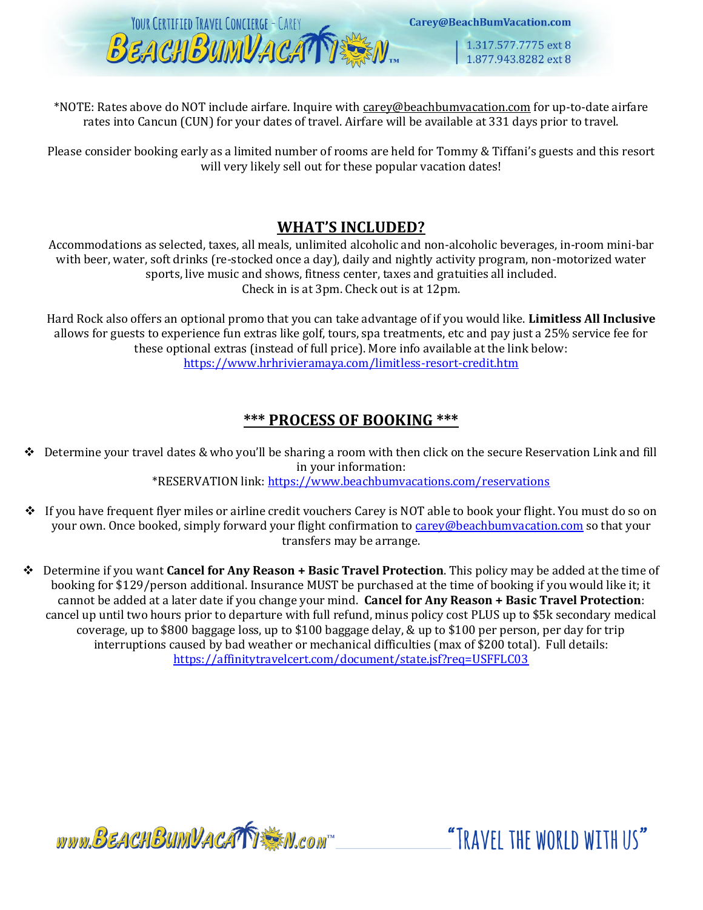*NOTE: Rates above do NOT include airfare. Inquire with carey@beachbumvacation.com for up-to-date airfare rates into Cancun (CUN) for your dates of travel. Airfare will be available at 331 days prior to travel.

Please consider booking early as a limited number of rooms are held for Tommy & Tiffani's guests and this resort will very likely sell out for these popular vacation dates!

## WHAT'S INCLUDED?

Accommodations as selected, taxes, all meals, unlimited alcoholic and non-alcoholic beverages, in-room mini-bar with beer, water, soft drinks (re-stocked once a day), daily and nightly activity program, non-motorized water sports, live music and shows, fitness center, taxes and gratuities all included.
Check in is at 3pm. Check out is at 12pm.

Hard Rock also offers an optional promo that you can take advantage of if you would like. **Limitless All Inclusive** allows for guests to experience fun extras like golf, tours, spa treatments, etc and pay just a 25% service fee for these optional extras (instead of full price). More info available at the link below:
https://www.hrhrivieramaya.com/limitless-resort-credit.htm

## *** PROCESS OF BOOKING ***

- Determine your travel dates & who you'll be sharing a room with then click on the secure Reservation Link and fill in your information:
  *RESERVATION link: https://www.beachbumvacations.com/reservations

- If you have frequent flyer miles or airline credit vouchers Carey is NOT able to book your flight. You must do so on your own. Once booked, simply forward your flight confirmation to carey@beachbumvacation.com so that your transfers may be arrange.

- Determine if you want **Cancel for Any Reason + Basic Travel Protection**. This policy may be added at the time of booking for $129/person additional. Insurance MUST be purchased at the time of booking if you would like it; it cannot be added at a later date if you change your mind. **Cancel for Any Reason + Basic Travel Protection**: cancel up until two hours prior to departure with full refund, minus policy cost PLUS up to $5k secondary medical coverage, up to $800 baggage loss, up to $100 baggage delay, & up to $100 per person, per day for trip interruptions caused by bad weather or mechanical difficulties (max of $200 total). Full details:
  https://affinitytravelcert.com/document/state.jsf?req=USFFLC03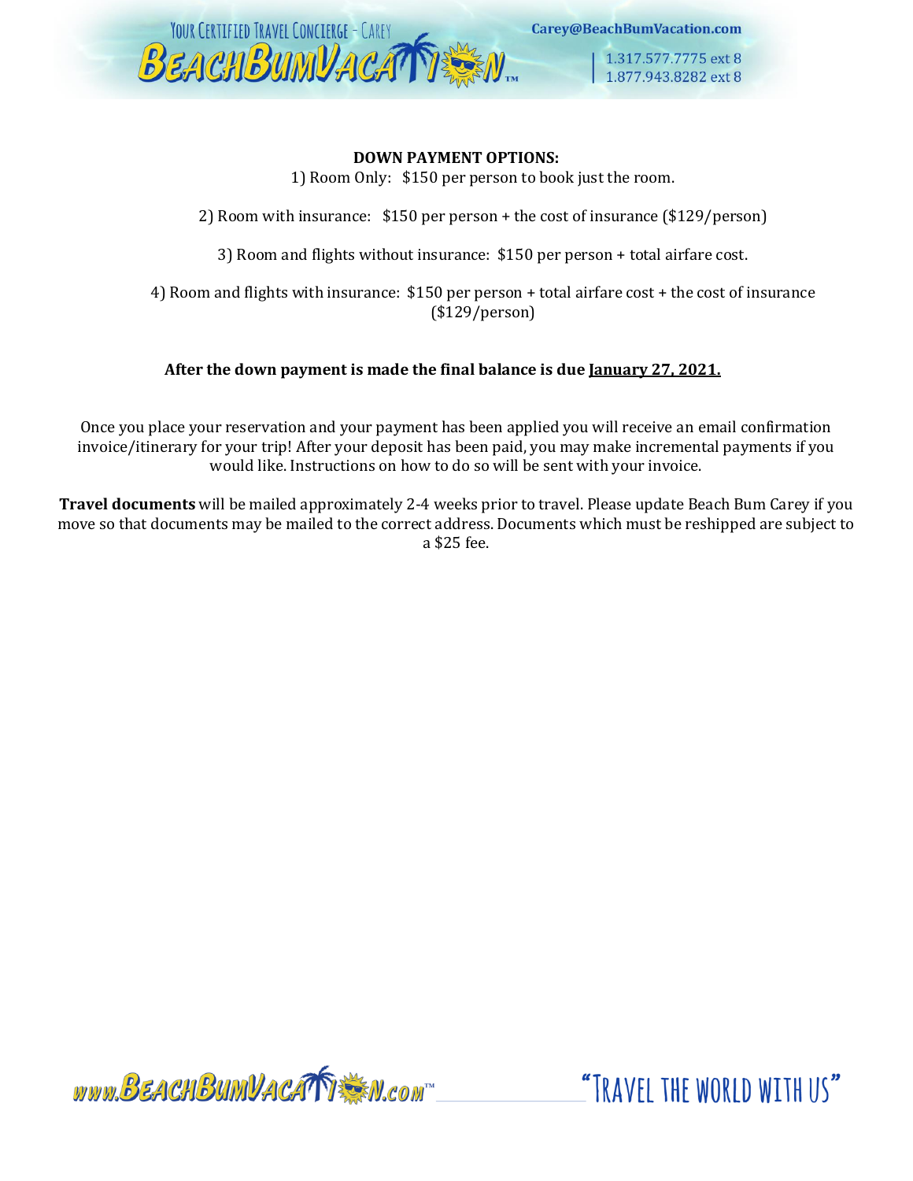**DOWN PAYMENT OPTIONS:**

1) Room Only: $150 per person to book just the room.

2) Room with insurance: $150 per person + the cost of insurance ($129/person)

3) Room and flights without insurance: $150 per person + total airfare cost.

4) Room and flights with insurance: $150 per person + total airfare cost + the cost of insurance ($129/person)

**After the down payment is made the final balance is due <u>January 27, 2021.</u>**

Once you place your reservation and your payment has been applied you will receive an email confirmation invoice/itinerary for your trip! After your deposit has been paid, you may make incremental payments if you would like. Instructions on how to do so will be sent with your invoice.

**Travel documents** will be mailed approximately 2-4 weeks prior to travel. Please update Beach Bum Carey if you move so that documents may be mailed to the correct address. Documents which must be reshipped are subject to a $25 fee.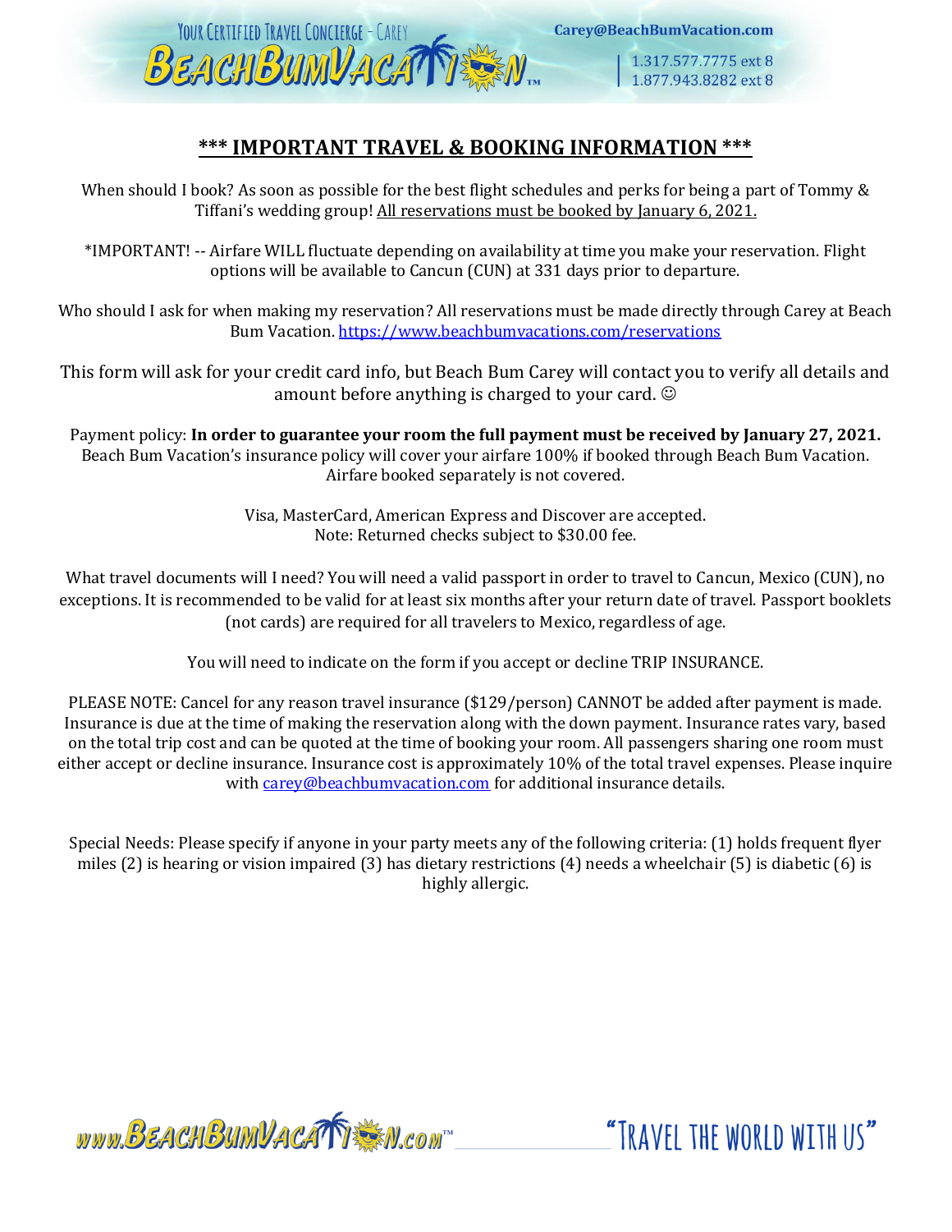## *** IMPORTANT TRAVEL & BOOKING INFORMATION ***

When should I book? As soon as possible for the best flight schedules and perks for being a part of Tommy & Tiffani's wedding group! All reservations must be booked by January 6, 2021.

*IMPORTANT! -- Airfare WILL fluctuate depending on availability at time you make your reservation. Flight options will be available to Cancun (CUN) at 331 days prior to departure.

Who should I ask for when making my reservation? All reservations must be made directly through Carey at Beach Bum Vacation. https://www.beachbumvacations.com/reservations

This form will ask for your credit card info, but Beach Bum Carey will contact you to verify all details and amount before anything is charged to your card. ☺

Payment policy: **In order to guarantee your room the full payment must be received by January 27, 2021.** Beach Bum Vacation's insurance policy will cover your airfare 100% if booked through Beach Bum Vacation. Airfare booked separately is not covered.

Visa, MasterCard, American Express and Discover are accepted.
Note: Returned checks subject to $30.00 fee.

What travel documents will I need? You will need a valid passport in order to travel to Cancun, Mexico (CUN), no exceptions. It is recommended to be valid for at least six months after your return date of travel. Passport booklets (not cards) are required for all travelers to Mexico, regardless of age.

You will need to indicate on the form if you accept or decline TRIP INSURANCE.

PLEASE NOTE: Cancel for any reason travel insurance ($129/person) CANNOT be added after payment is made. Insurance is due at the time of making the reservation along with the down payment. Insurance rates vary, based on the total trip cost and can be quoted at the time of booking your room. All passengers sharing one room must either accept or decline insurance. Insurance cost is approximately 10% of the total travel expenses. Please inquire with carey@beachbumvacation.com for additional insurance details.

Special Needs: Please specify if anyone in your party meets any of the following criteria: (1) holds frequent flyer miles (2) is hearing or vision impaired (3) has dietary restrictions (4) needs a wheelchair (5) is diabetic (6) is highly allergic.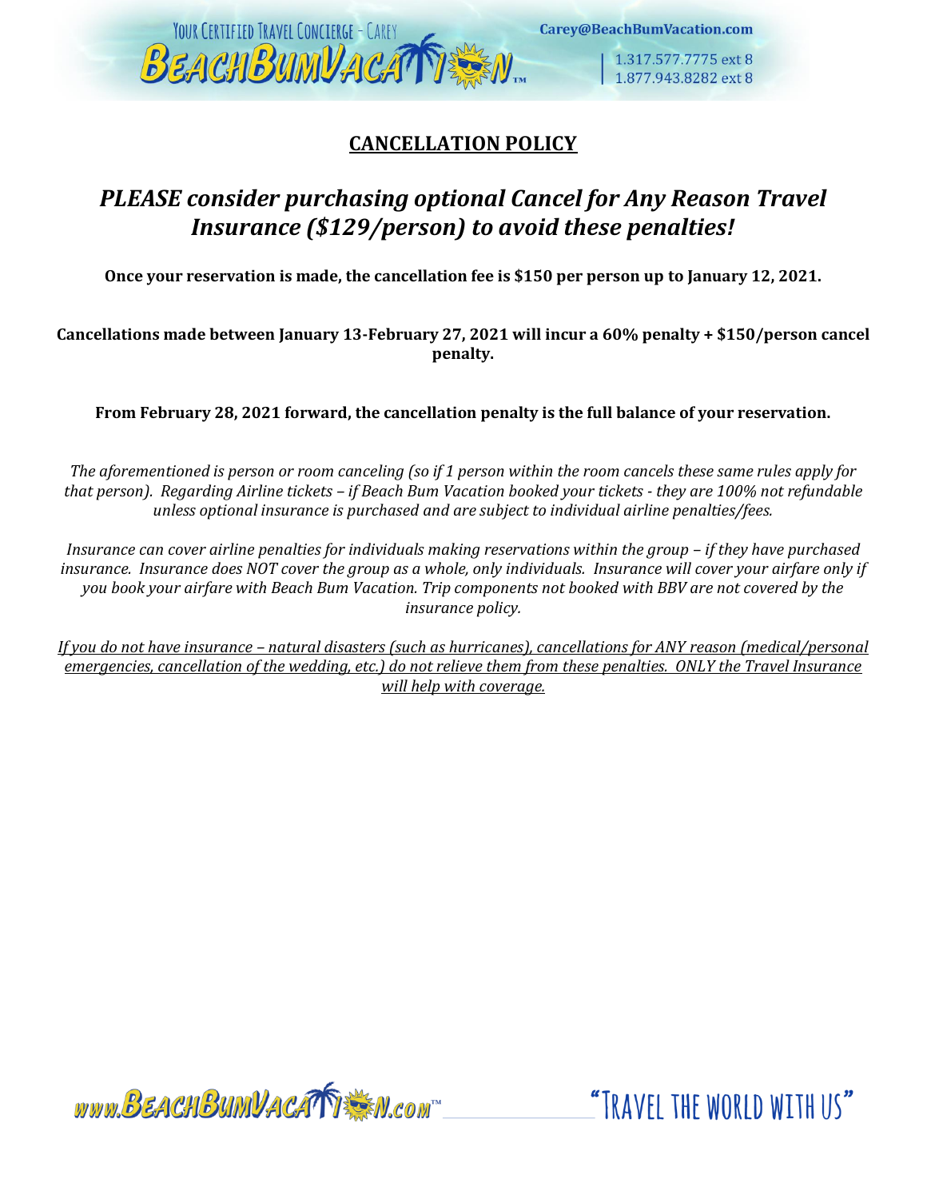## CANCELLATION POLICY

## *PLEASE consider purchasing optional Cancel for Any Reason Travel Insurance ($129/person) to avoid these penalties!*

**Once your reservation is made, the cancellation fee is $150 per person up to January 12, 2021.**

**Cancellations made between January 13-February 27, 2021 will incur a 60% penalty + $150/person cancel penalty.**

**From February 28, 2021 forward, the cancellation penalty is the full balance of your reservation.**

*The aforementioned is person or room canceling (so if 1 person within the room cancels these same rules apply for that person). Regarding Airline tickets – if Beach Bum Vacation booked your tickets - they are 100% not refundable unless optional insurance is purchased and are subject to individual airline penalties/fees.*

*Insurance can cover airline penalties for individuals making reservations within the group – if they have purchased insurance. Insurance does NOT cover the group as a whole, only individuals. Insurance will cover your airfare only if you book your airfare with Beach Bum Vacation. Trip components not booked with BBV are not covered by the insurance policy.*

<u>*If you do not have insurance – natural disasters (such as hurricanes), cancellations for ANY reason (medical/personal emergencies, cancellation of the wedding, etc.) do not relieve them from these penalties. ONLY the Travel Insurance will help with coverage.*</u>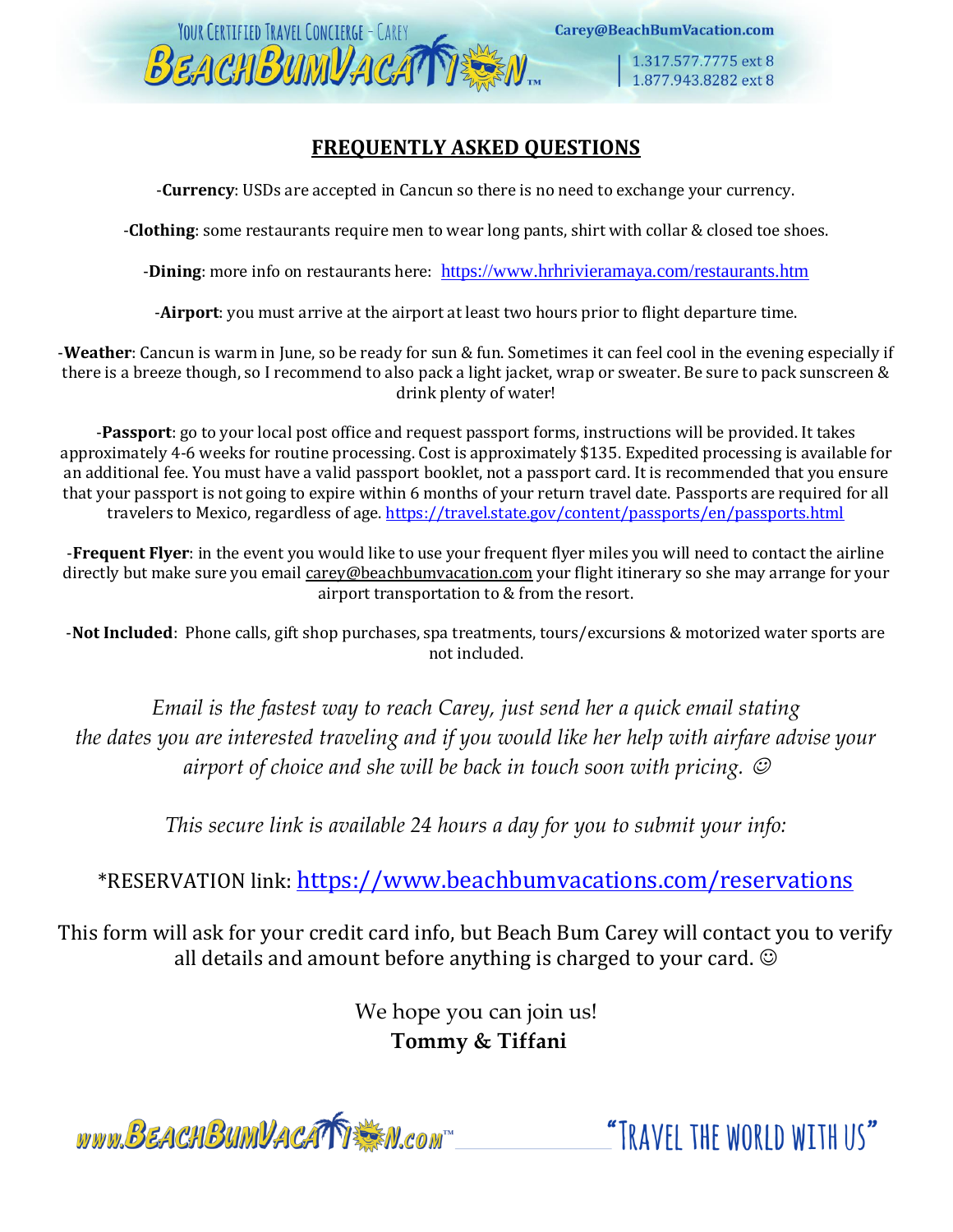## FREQUENTLY ASKED QUESTIONS

-**Currency**: USDs are accepted in Cancun so there is no need to exchange your currency.

-**Clothing**: some restaurants require men to wear long pants, shirt with collar & closed toe shoes.

-**Dining**: more info on restaurants here: https://www.hrhrivieramaya.com/restaurants.htm

-**Airport**: you must arrive at the airport at least two hours prior to flight departure time.

-**Weather**: Cancun is warm in June, so be ready for sun & fun. Sometimes it can feel cool in the evening especially if there is a breeze though, so I recommend to also pack a light jacket, wrap or sweater. Be sure to pack sunscreen & drink plenty of water!

-**Passport**: go to your local post office and request passport forms, instructions will be provided. It takes approximately 4-6 weeks for routine processing. Cost is approximately $135. Expedited processing is available for an additional fee. You must have a valid passport booklet, not a passport card. It is recommended that you ensure that your passport is not going to expire within 6 months of your return travel date. Passports are required for all travelers to Mexico, regardless of age. https://travel.state.gov/content/passports/en/passports.html

-**Frequent Flyer**: in the event you would like to use your frequent flyer miles you will need to contact the airline directly but make sure you email carey@beachbumvacation.com your flight itinerary so she may arrange for your airport transportation to & from the resort.

-**Not Included**: Phone calls, gift shop purchases, spa treatments, tours/excursions & motorized water sports are not included.

*Email is the fastest way to reach Carey, just send her a quick email stating the dates you are interested traveling and if you would like her help with airfare advise your airport of choice and she will be back in touch soon with pricing. ☺*

*This secure link is available 24 hours a day for you to submit your info:*

*RESERVATION link: https://www.beachbumvacations.com/reservations

This form will ask for your credit card info, but Beach Bum Carey will contact you to verify all details and amount before anything is charged to your card. ☺

We hope you can join us!
**Tommy & Tiffani**